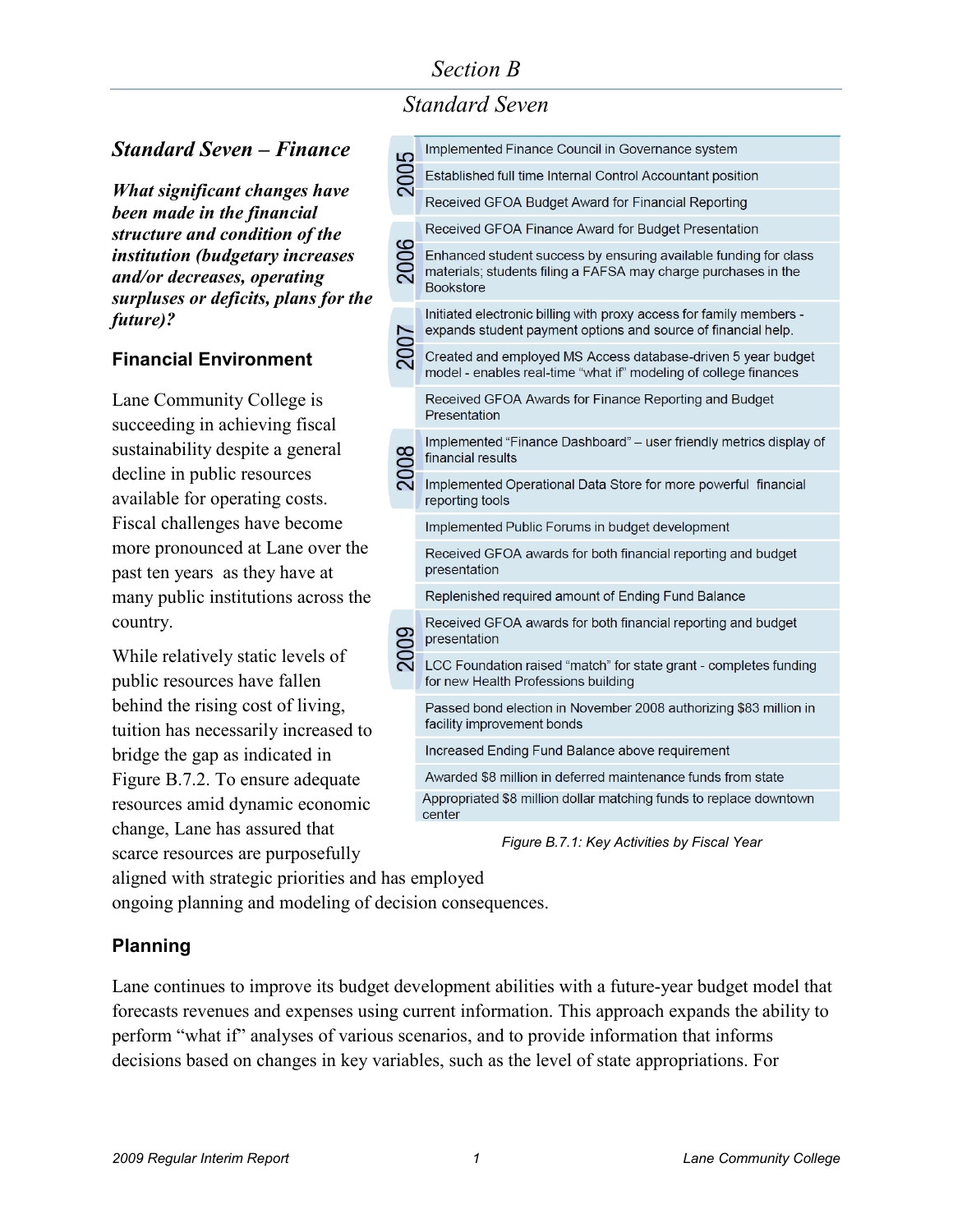# Section B

## Standard Seven

### *Standard Seven – Finance*

***What significant changes have been made in the financial structure and condition of the institution (budgetary increases and/or decreases, operating surpluses or deficits, plans for the future)?***

| Fiscal Year | Key Activity |
|---|---|
| 2005 | Implemented Finance Council in Governance system |
| | Established full time Internal Control Accountant position |
| | Received GFOA Budget Award for Financial Reporting |
| 2006 | Received GFOA Finance Award for Budget Presentation |
| | Enhanced student success by ensuring available funding for class materials; students filing a FAFSA may charge purchases in the Bookstore |
| 2007 | Initiated electronic billing with proxy access for family members - expands student payment options and source of financial help. |
| | Created and employed MS Access database-driven 5 year budget model - enables real-time "what if" modeling of college finances |
| | Received GFOA Awards for Finance Reporting and Budget Presentation |
| 2008 | Implemented "Finance Dashboard" – user friendly metrics display of financial results |
| | Implemented Operational Data Store for more powerful financial reporting tools |
| | Implemented Public Forums in budget development |
| | Received GFOA awards for both financial reporting and budget presentation |
| | Replenished required amount of Ending Fund Balance |
| 2009 | Received GFOA awards for both financial reporting and budget presentation |
| | LCC Foundation raised "match" for state grant - completes funding for new Health Professions building |
| | Passed bond election in November 2008 authorizing $83 million in facility improvement bonds |
| | Increased Ending Fund Balance above requirement |
| | Awarded $8 million in deferred maintenance funds from state |
| | Appropriated $8 million dollar matching funds to replace downtown center |

*Figure B.7.1: Key Activities by Fiscal Year*

### Financial Environment

Lane Community College is succeeding in achieving fiscal sustainability despite a general decline in public resources available for operating costs. Fiscal challenges have become more pronounced at Lane over the past ten years as they have at many public institutions across the country.

While relatively static levels of public resources have fallen behind the rising cost of living, tuition has necessarily increased to bridge the gap as indicated in Figure B.7.2. To ensure adequate resources amid dynamic economic change, Lane has assured that scarce resources are purposefully aligned with strategic priorities and has employed ongoing planning and modeling of decision consequences.

### Planning

Lane continues to improve its budget development abilities with a future-year budget model that forecasts revenues and expenses using current information. This approach expands the ability to perform "what if" analyses of various scenarios, and to provide information that informs decisions based on changes in key variables, such as the level of state appropriations. For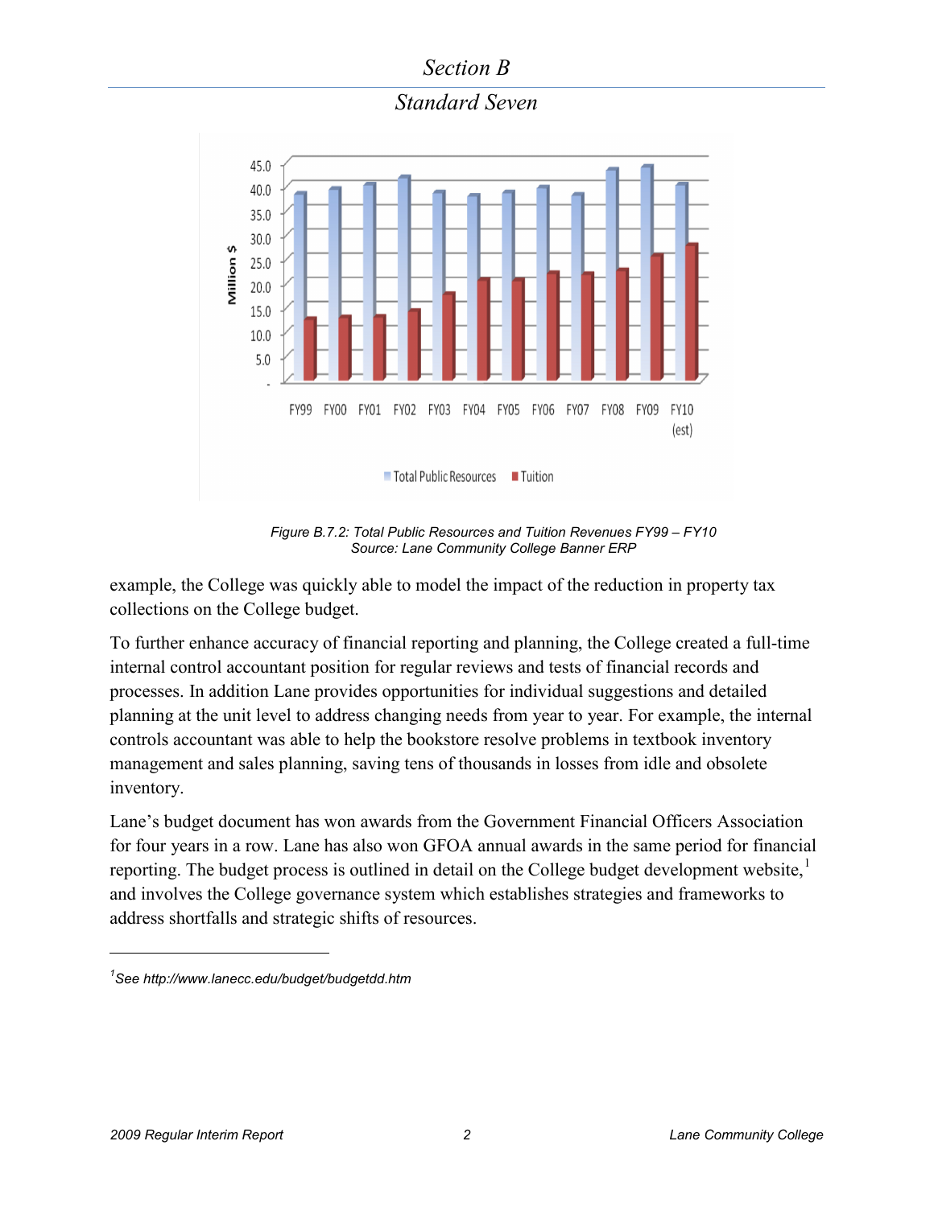Figure B.7.2: Total Public Resources and Tuition Revenues FY99 – FY10
Source: Lane Community College Banner ERP

example, the College was quickly able to model the impact of the reduction in property tax collections on the College budget.

To further enhance accuracy of financial reporting and planning, the College created a full-time internal control accountant position for regular reviews and tests of financial records and processes. In addition Lane provides opportunities for individual suggestions and detailed planning at the unit level to address changing needs from year to year. For example, the internal controls accountant was able to help the bookstore resolve problems in textbook inventory management and sales planning, saving tens of thousands in losses from idle and obsolete inventory.

Lane's budget document has won awards from the Government Financial Officers Association for four years in a row. Lane has also won GFOA annual awards in the same period for financial reporting. The budget process is outlined in detail on the College budget development website,[1] and involves the College governance system which establishes strategies and frameworks to address shortfalls and strategic shifts of resources.

---

[1] See http://www.lanecc.edu/budget/budgetdd.htm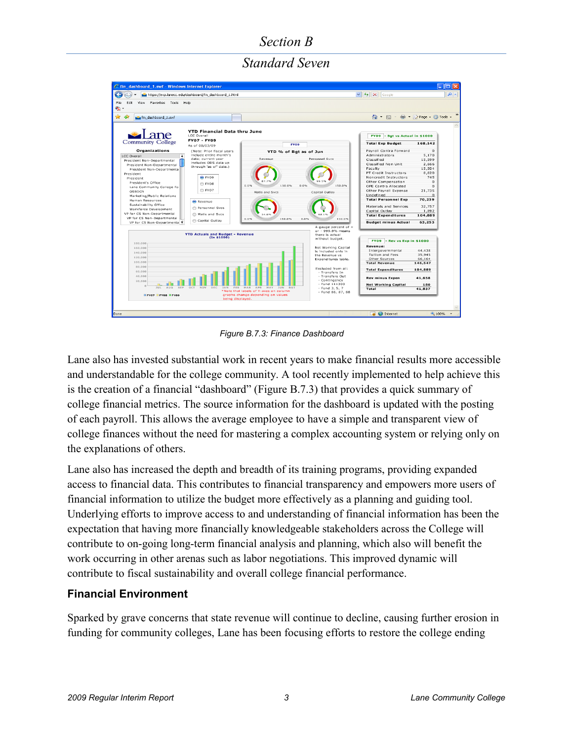# Section B

## Standard Seven

*Figure B.7.3: Finance Dashboard*

Lane also has invested substantial work in recent years to make financial results more accessible and understandable for the college community. A tool recently implemented to help achieve this is the creation of a financial "dashboard" (Figure B.7.3) that provides a quick summary of college financial metrics. The source information for the dashboard is updated with the posting of each payroll. This allows the average employee to have a simple and transparent view of college finances without the need for mastering a complex accounting system or relying only on the explanations of others.

Lane also has increased the depth and breadth of its training programs, providing expanded access to financial data. This contributes to financial transparency and empowers more users of financial information to utilize the budget more effectively as a planning and guiding tool. Underlying efforts to improve access to and understanding of financial information has been the expectation that having more financially knowledgeable stakeholders across the College will contribute to on-going long-term financial analysis and planning, which also will benefit the work occurring in other arenas such as labor negotiations. This improved dynamic will contribute to fiscal sustainability and overall college financial performance.

### Financial Environment

Sparked by grave concerns that state revenue will continue to decline, causing further erosion in funding for community colleges, Lane has been focusing efforts to restore the college ending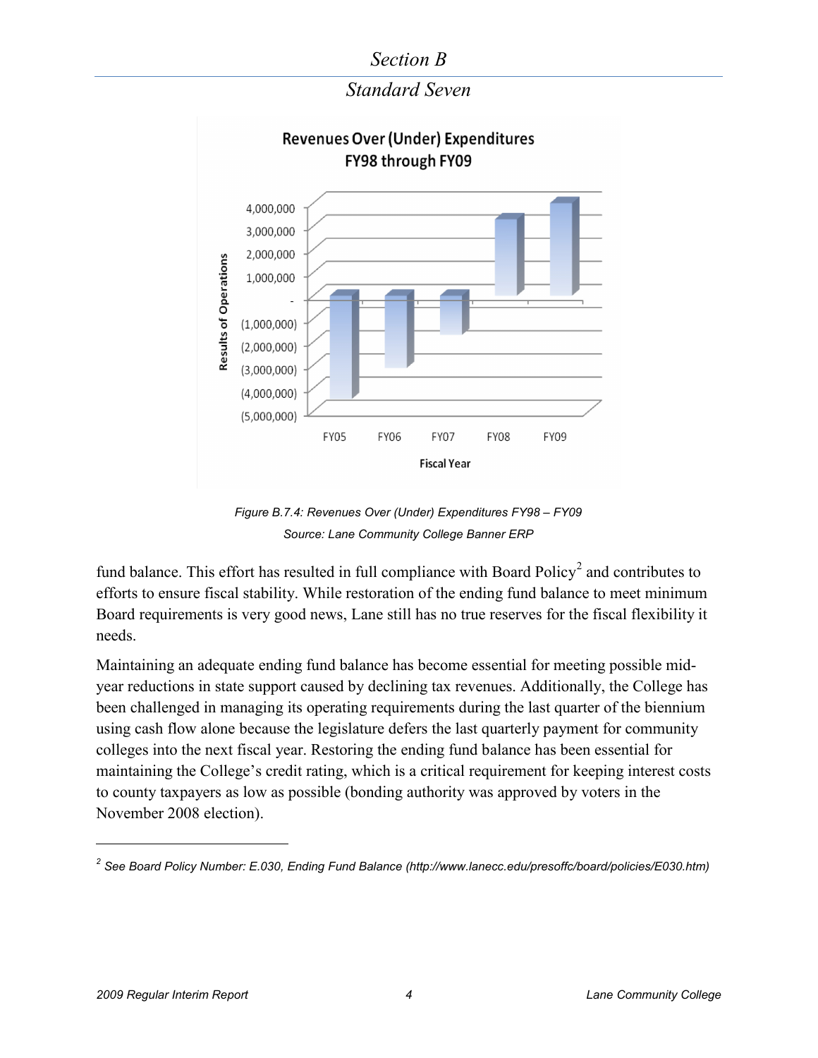Revenues Over (Under) Expenditures FY98 through FY09

*Figure B.7.4: Revenues Over (Under) Expenditures FY98 – FY09*
*Source: Lane Community College Banner ERP*

fund balance. This effort has resulted in full compliance with Board Policy[2] and contributes to efforts to ensure fiscal stability. While restoration of the ending fund balance to meet minimum Board requirements is very good news, Lane still has no true reserves for the fiscal flexibility it needs.

Maintaining an adequate ending fund balance has become essential for meeting possible mid-year reductions in state support caused by declining tax revenues. Additionally, the College has been challenged in managing its operating requirements during the last quarter of the biennium using cash flow alone because the legislature defers the last quarterly payment for community colleges into the next fiscal year. Restoring the ending fund balance has been essential for maintaining the College's credit rating, which is a critical requirement for keeping interest costs to county taxpayers as low as possible (bonding authority was approved by voters in the November 2008 election).

---

[2] *See Board Policy Number: E.030, Ending Fund Balance (http://www.lanecc.edu/presoffc/board/policies/E030.htm)*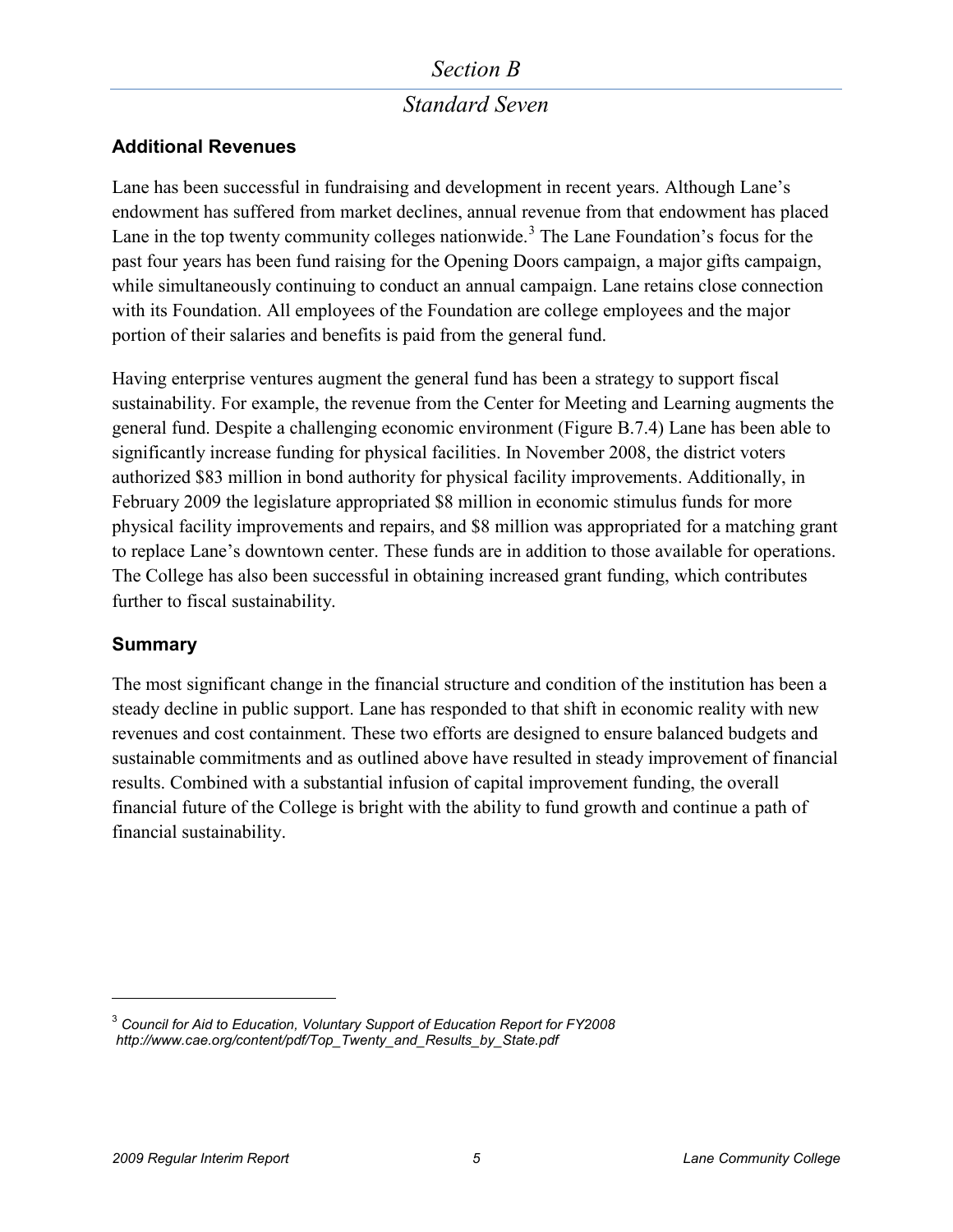## Additional Revenues

Lane has been successful in fundraising and development in recent years. Although Lane's endowment has suffered from market declines, annual revenue from that endowment has placed Lane in the top twenty community colleges nationwide.[3] The Lane Foundation's focus for the past four years has been fund raising for the Opening Doors campaign, a major gifts campaign, while simultaneously continuing to conduct an annual campaign. Lane retains close connection with its Foundation. All employees of the Foundation are college employees and the major portion of their salaries and benefits is paid from the general fund.

Having enterprise ventures augment the general fund has been a strategy to support fiscal sustainability. For example, the revenue from the Center for Meeting and Learning augments the general fund. Despite a challenging economic environment (Figure B.7.4) Lane has been able to significantly increase funding for physical facilities. In November 2008, the district voters authorized $83 million in bond authority for physical facility improvements. Additionally, in February 2009 the legislature appropriated $8 million in economic stimulus funds for more physical facility improvements and repairs, and $8 million was appropriated for a matching grant to replace Lane's downtown center. These funds are in addition to those available for operations. The College has also been successful in obtaining increased grant funding, which contributes further to fiscal sustainability.

## Summary

The most significant change in the financial structure and condition of the institution has been a steady decline in public support. Lane has responded to that shift in economic reality with new revenues and cost containment. These two efforts are designed to ensure balanced budgets and sustainable commitments and as outlined above have resulted in steady improvement of financial results. Combined with a substantial infusion of capital improvement funding, the overall financial future of the College is bright with the ability to fund growth and continue a path of financial sustainability.

---

[3] *Council for Aid to Education, Voluntary Support of Education Report for FY2008 http://www.cae.org/content/pdf/Top_Twenty_and_Results_by_State.pdf*